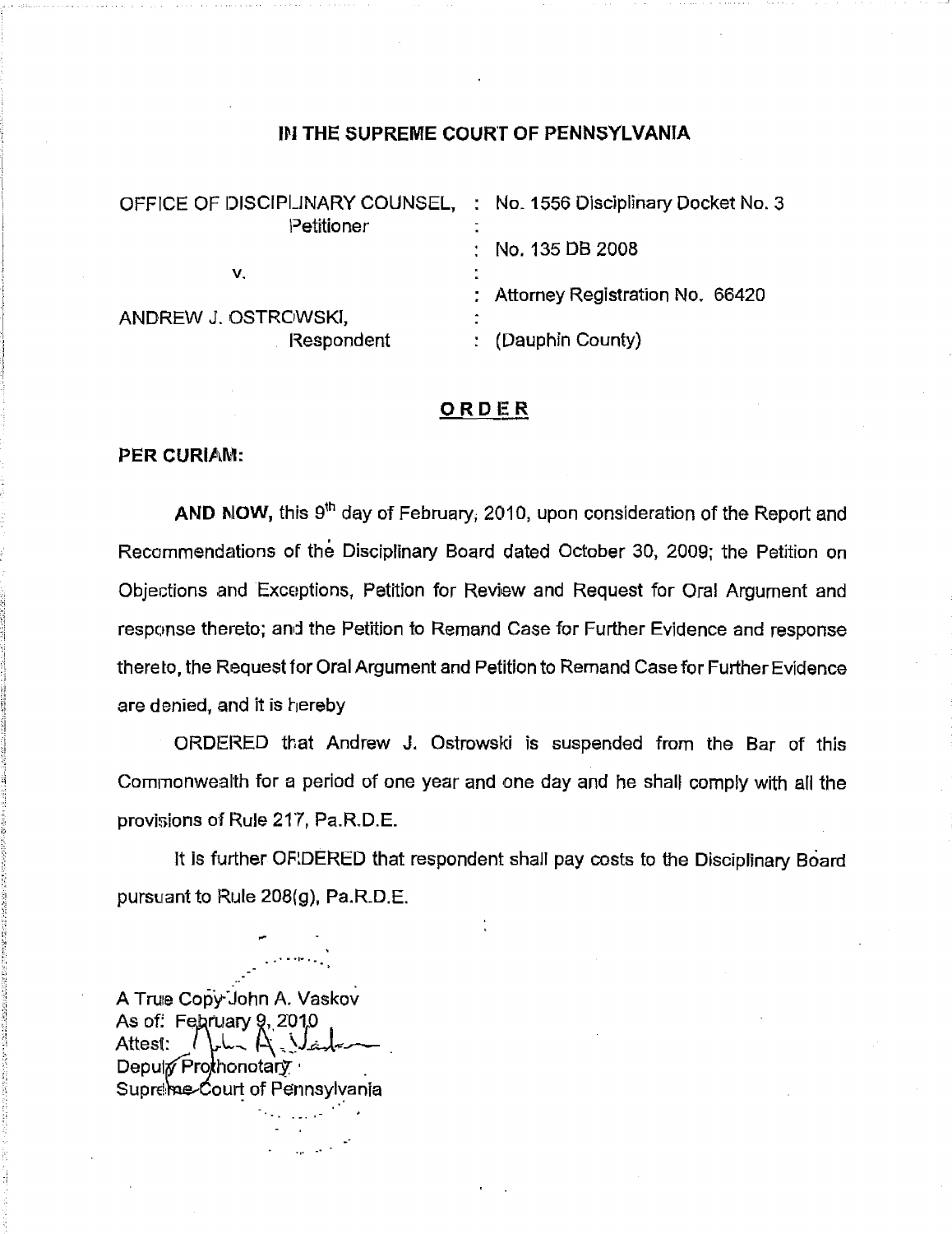# IN THE SUPREME COURT OF PENNSYLVANIA

| | |
|---|---|
| OFFICE OF DISCIPLINARY COUNSEL, Petitioner | : No. 1556 Disciplinary Docket No. 3 |
| | : No. 135 DB 2008 |
| v. | |
| | : Attorney Registration No. 66420 |
| ANDREW J. OSTROWSKI, Respondent | : (Dauphin County) |

## ORDER

**PER CURIAM:**

**AND NOW,** this 9th day of February, 2010, upon consideration of the Report and Recommendations of the Disciplinary Board dated October 30, 2009; the Petition on Objections and Exceptions, Petition for Review and Request for Oral Argument and response thereto; and the Petition to Remand Case for Further Evidence and response thereto, the Request for Oral Argument and Petition to Remand Case for Further Evidence are denied, and it is hereby

ORDERED that Andrew J. Ostrowski is suspended from the Bar of this Commonwealth for a period of one year and one day and he shall comply with all the provisions of Rule 217, Pa.R.D.E.

It is further ORDERED that respondent shall pay costs to the Disciplinary Board pursuant to Rule 208(g), Pa.R.D.E.

A True Copy John A. Vaskov
As of: February 9, 2010
Attest:
Deputy Prothonotary
Supreme Court of Pennsylvania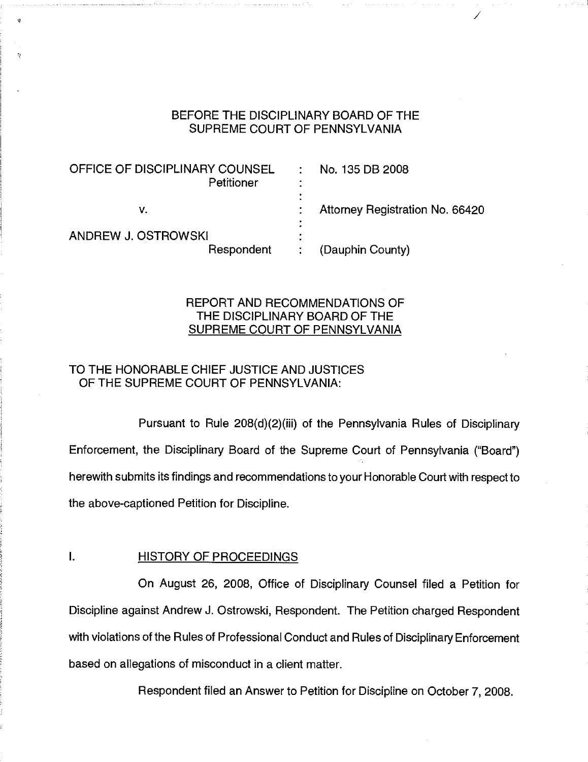BEFORE THE DISCIPLINARY BOARD OF THE SUPREME COURT OF PENNSYLVANIA

| | | |
|---|---|---|
| OFFICE OF DISCIPLINARY COUNSEL Petitioner | : | No. 135 DB 2008 |
| v. | : | Attorney Registration No. 66420 |
| ANDREW J. OSTROWSKI Respondent | : | (Dauphin County) |

REPORT AND RECOMMENDATIONS OF THE DISCIPLINARY BOARD OF THE SUPREME COURT OF PENNSYLVANIA

TO THE HONORABLE CHIEF JUSTICE AND JUSTICES OF THE SUPREME COURT OF PENNSYLVANIA:

Pursuant to Rule 208(d)(2)(iii) of the Pennsylvania Rules of Disciplinary Enforcement, the Disciplinary Board of the Supreme Court of Pennsylvania ("Board") herewith submits its findings and recommendations to your Honorable Court with respect to the above-captioned Petition for Discipline.

## I. HISTORY OF PROCEEDINGS

On August 26, 2008, Office of Disciplinary Counsel filed a Petition for Discipline against Andrew J. Ostrowski, Respondent. The Petition charged Respondent with violations of the Rules of Professional Conduct and Rules of Disciplinary Enforcement based on allegations of misconduct in a client matter.

Respondent filed an Answer to Petition for Discipline on October 7, 2008.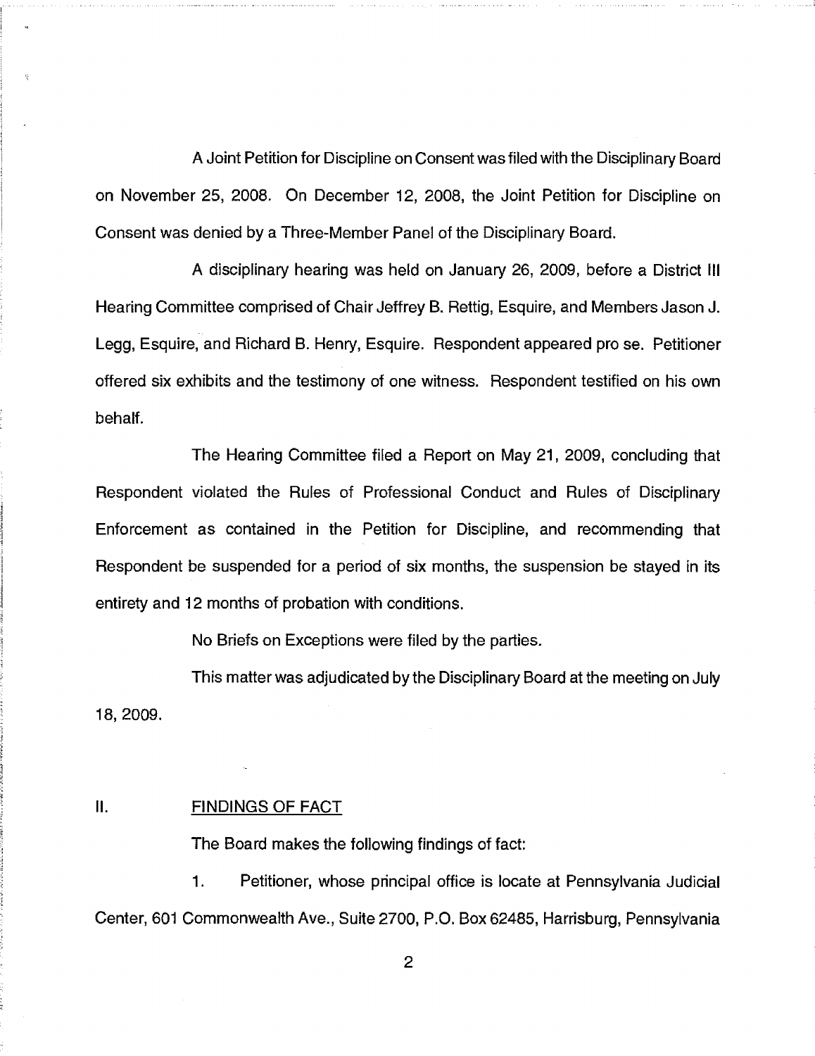A Joint Petition for Discipline on Consent was filed with the Disciplinary Board on November 25, 2008. On December 12, 2008, the Joint Petition for Discipline on Consent was denied by a Three-Member Panel of the Disciplinary Board.

A disciplinary hearing was held on January 26, 2009, before a District III Hearing Committee comprised of Chair Jeffrey B. Rettig, Esquire, and Members Jason J. Legg, Esquire, and Richard B. Henry, Esquire. Respondent appeared pro se. Petitioner offered six exhibits and the testimony of one witness. Respondent testified on his own behalf.

The Hearing Committee filed a Report on May 21, 2009, concluding that Respondent violated the Rules of Professional Conduct and Rules of Disciplinary Enforcement as contained in the Petition for Discipline, and recommending that Respondent be suspended for a period of six months, the suspension be stayed in its entirety and 12 months of probation with conditions.

No Briefs on Exceptions were filed by the parties.

This matter was adjudicated by the Disciplinary Board at the meeting on July 18, 2009.

## II. FINDINGS OF FACT

The Board makes the following findings of fact:

1. Petitioner, whose principal office is locate at Pennsylvania Judicial Center, 601 Commonwealth Ave., Suite 2700, P.O. Box 62485, Harrisburg, Pennsylvania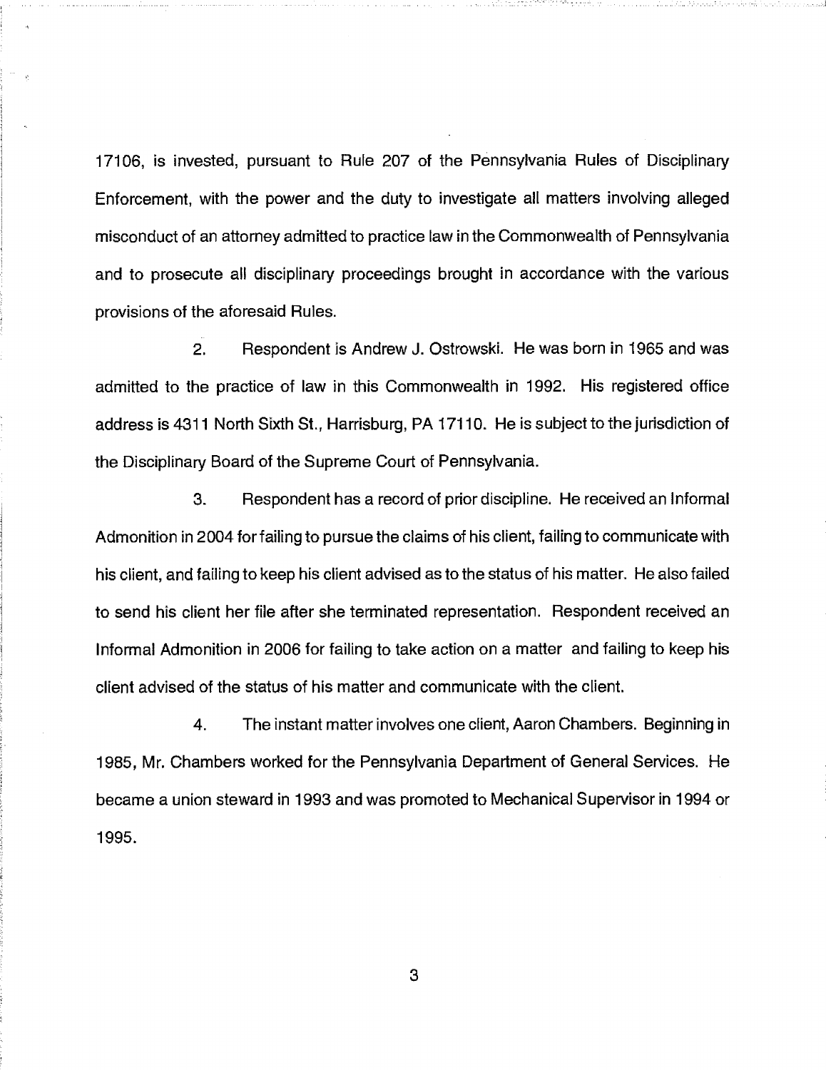17106, is invested, pursuant to Rule 207 of the Pennsylvania Rules of Disciplinary Enforcement, with the power and the duty to investigate all matters involving alleged misconduct of an attorney admitted to practice law in the Commonwealth of Pennsylvania and to prosecute all disciplinary proceedings brought in accordance with the various provisions of the aforesaid Rules.

2. Respondent is Andrew J. Ostrowski. He was born in 1965 and was admitted to the practice of law in this Commonwealth in 1992. His registered office address is 4311 North Sixth St., Harrisburg, PA 17110. He is subject to the jurisdiction of the Disciplinary Board of the Supreme Court of Pennsylvania.

3. Respondent has a record of prior discipline. He received an Informal Admonition in 2004 for failing to pursue the claims of his client, failing to communicate with his client, and failing to keep his client advised as to the status of his matter. He also failed to send his client her file after she terminated representation. Respondent received an Informal Admonition in 2006 for failing to take action on a matter and failing to keep his client advised of the status of his matter and communicate with the client.

4. The instant matter involves one client, Aaron Chambers. Beginning in 1985, Mr. Chambers worked for the Pennsylvania Department of General Services. He became a union steward in 1993 and was promoted to Mechanical Supervisor in 1994 or 1995.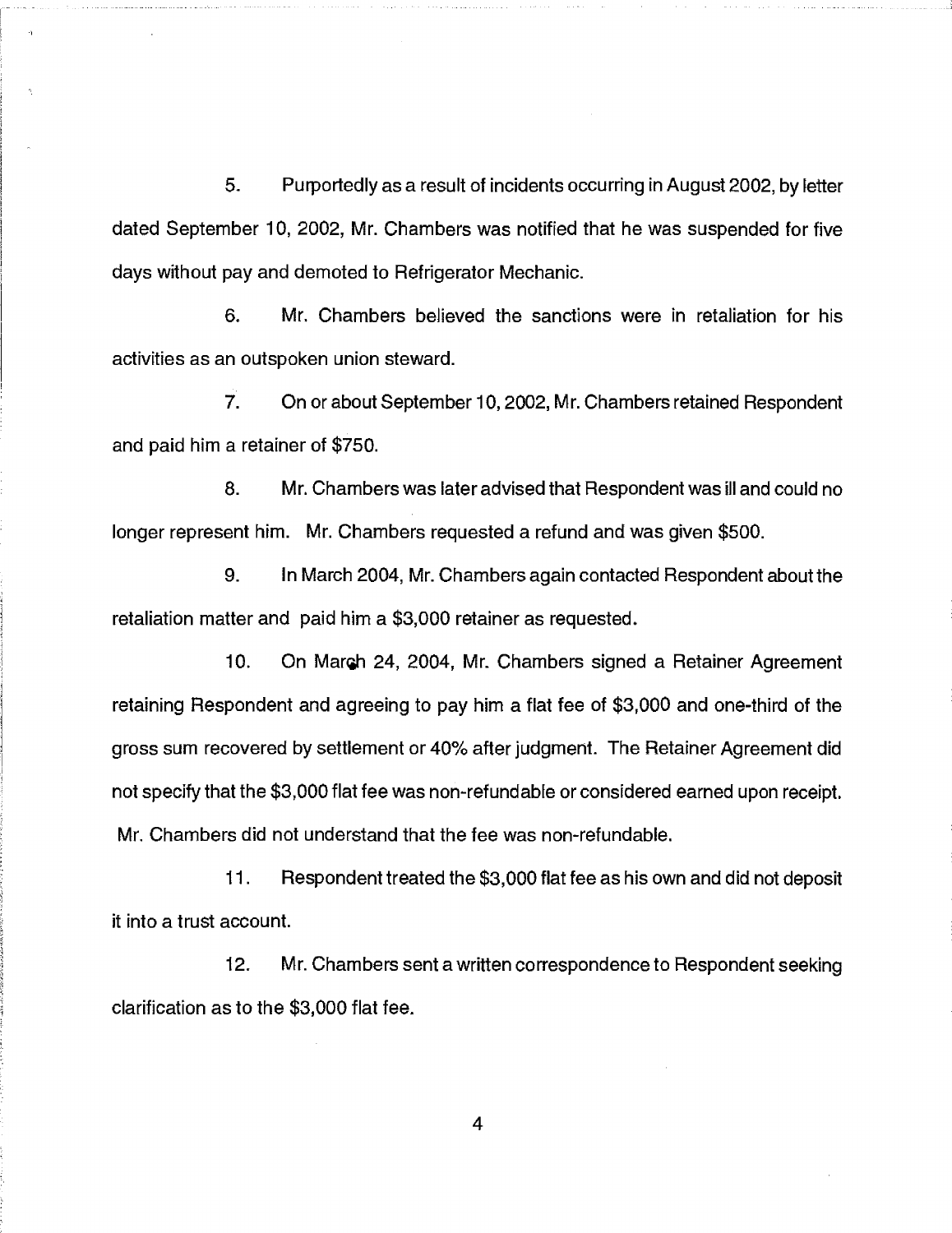5. Purportedly as a result of incidents occurring in August 2002, by letter dated September 10, 2002, Mr. Chambers was notified that he was suspended for five days without pay and demoted to Refrigerator Mechanic.

6. Mr. Chambers believed the sanctions were in retaliation for his activities as an outspoken union steward.

7. On or about September 10, 2002, Mr. Chambers retained Respondent and paid him a retainer of $750.

8. Mr. Chambers was later advised that Respondent was ill and could no longer represent him. Mr. Chambers requested a refund and was given $500.

9. In March 2004, Mr. Chambers again contacted Respondent about the retaliation matter and paid him a $3,000 retainer as requested.

10. On March 24, 2004, Mr. Chambers signed a Retainer Agreement retaining Respondent and agreeing to pay him a flat fee of $3,000 and one-third of the gross sum recovered by settlement or 40% after judgment. The Retainer Agreement did not specify that the $3,000 flat fee was non-refundable or considered earned upon receipt. Mr. Chambers did not understand that the fee was non-refundable.

11. Respondent treated the $3,000 flat fee as his own and did not deposit it into a trust account.

12. Mr. Chambers sent a written correspondence to Respondent seeking clarification as to the $3,000 flat fee.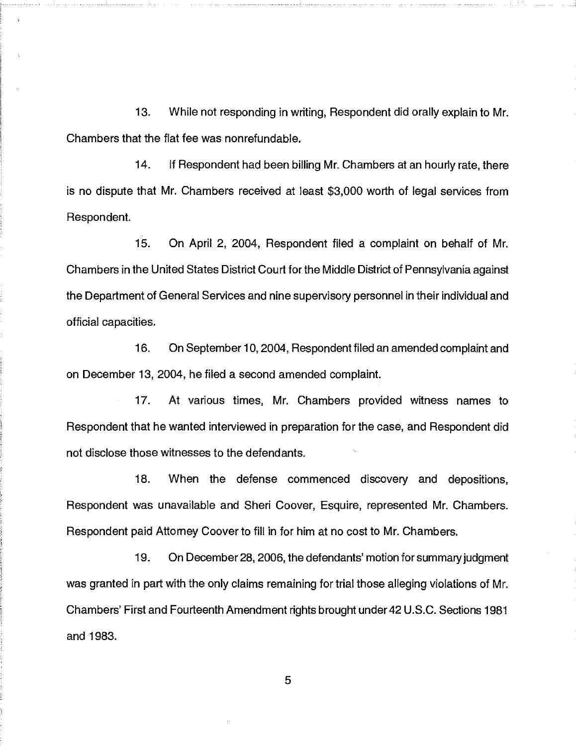13. While not responding in writing, Respondent did orally explain to Mr. Chambers that the flat fee was nonrefundable.

14. If Respondent had been billing Mr. Chambers at an hourly rate, there is no dispute that Mr. Chambers received at least $3,000 worth of legal services from Respondent.

15. On April 2, 2004, Respondent filed a complaint on behalf of Mr. Chambers in the United States District Court for the Middle District of Pennsylvania against the Department of General Services and nine supervisory personnel in their individual and official capacities.

16. On September 10, 2004, Respondent filed an amended complaint and on December 13, 2004, he filed a second amended complaint.

17. At various times, Mr. Chambers provided witness names to Respondent that he wanted interviewed in preparation for the case, and Respondent did not disclose those witnesses to the defendants.

18. When the defense commenced discovery and depositions, Respondent was unavailable and Sheri Coover, Esquire, represented Mr. Chambers. Respondent paid Attorney Coover to fill in for him at no cost to Mr. Chambers.

19. On December 28, 2006, the defendants' motion for summary judgment was granted in part with the only claims remaining for trial those alleging violations of Mr. Chambers' First and Fourteenth Amendment rights brought under 42 U.S.C. Sections 1981 and 1983.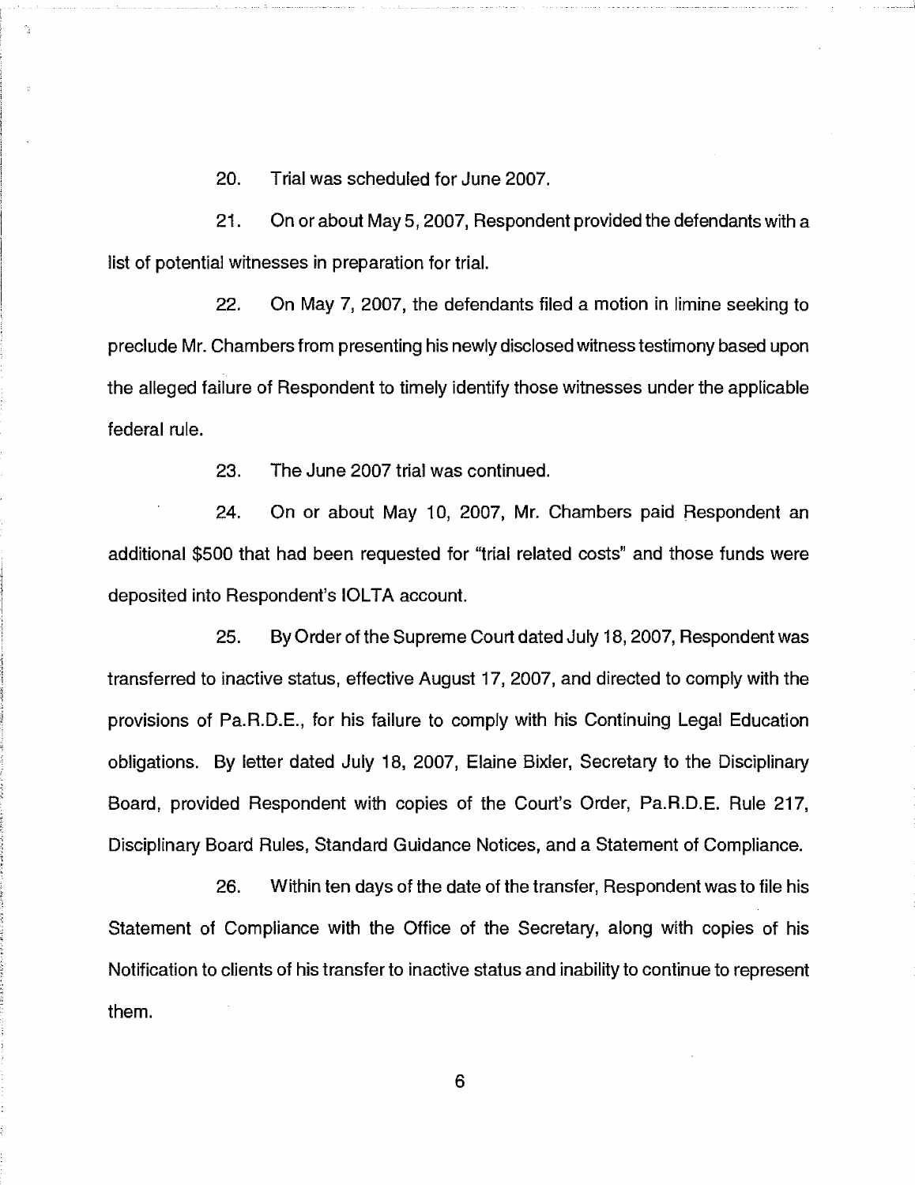20. Trial was scheduled for June 2007.

21. On or about May 5, 2007, Respondent provided the defendants with a list of potential witnesses in preparation for trial.

22. On May 7, 2007, the defendants filed a motion in limine seeking to preclude Mr. Chambers from presenting his newly disclosed witness testimony based upon the alleged failure of Respondent to timely identify those witnesses under the applicable federal rule.

23. The June 2007 trial was continued.

24. On or about May 10, 2007, Mr. Chambers paid Respondent an additional $500 that had been requested for "trial related costs" and those funds were deposited into Respondent's IOLTA account.

25. By Order of the Supreme Court dated July 18, 2007, Respondent was transferred to inactive status, effective August 17, 2007, and directed to comply with the provisions of Pa.R.D.E., for his failure to comply with his Continuing Legal Education obligations. By letter dated July 18, 2007, Elaine Bixler, Secretary to the Disciplinary Board, provided Respondent with copies of the Court's Order, Pa.R.D.E. Rule 217, Disciplinary Board Rules, Standard Guidance Notices, and a Statement of Compliance.

26. Within ten days of the date of the transfer, Respondent was to file his Statement of Compliance with the Office of the Secretary, along with copies of his Notification to clients of his transfer to inactive status and inability to continue to represent them.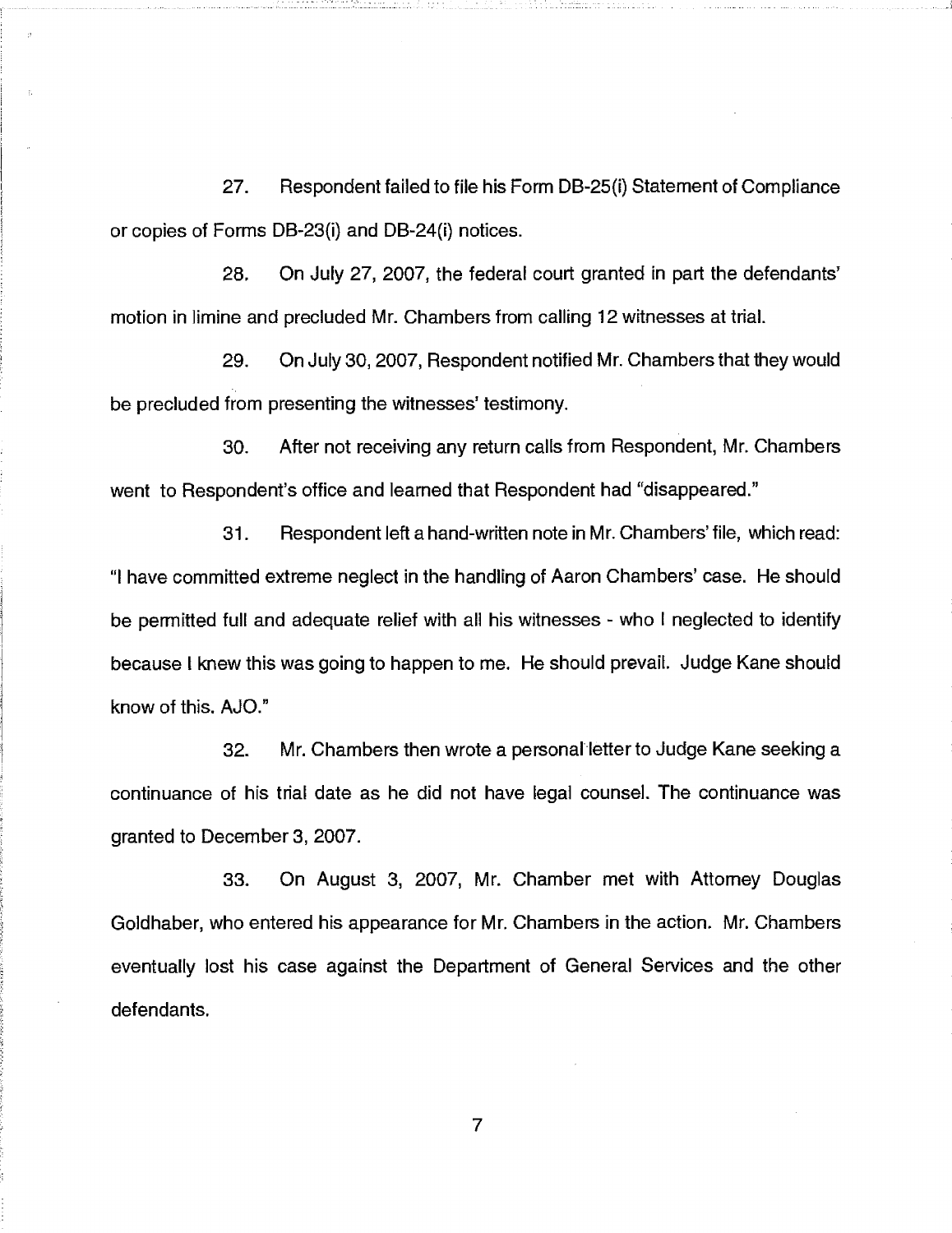27. Respondent failed to file his Form DB-25(i) Statement of Compliance or copies of Forms DB-23(i) and DB-24(i) notices.

28. On July 27, 2007, the federal court granted in part the defendants' motion in limine and precluded Mr. Chambers from calling 12 witnesses at trial.

29. On July 30, 2007, Respondent notified Mr. Chambers that they would be precluded from presenting the witnesses' testimony.

30. After not receiving any return calls from Respondent, Mr. Chambers went to Respondent's office and learned that Respondent had "disappeared."

31. Respondent left a hand-written note in Mr. Chambers' file, which read: "I have committed extreme neglect in the handling of Aaron Chambers' case. He should be permitted full and adequate relief with all his witnesses - who I neglected to identify because I knew this was going to happen to me. He should prevail. Judge Kane should know of this. AJO."

32. Mr. Chambers then wrote a personal letter to Judge Kane seeking a continuance of his trial date as he did not have legal counsel. The continuance was granted to December 3, 2007.

33. On August 3, 2007, Mr. Chamber met with Attorney Douglas Goldhaber, who entered his appearance for Mr. Chambers in the action. Mr. Chambers eventually lost his case against the Department of General Services and the other defendants.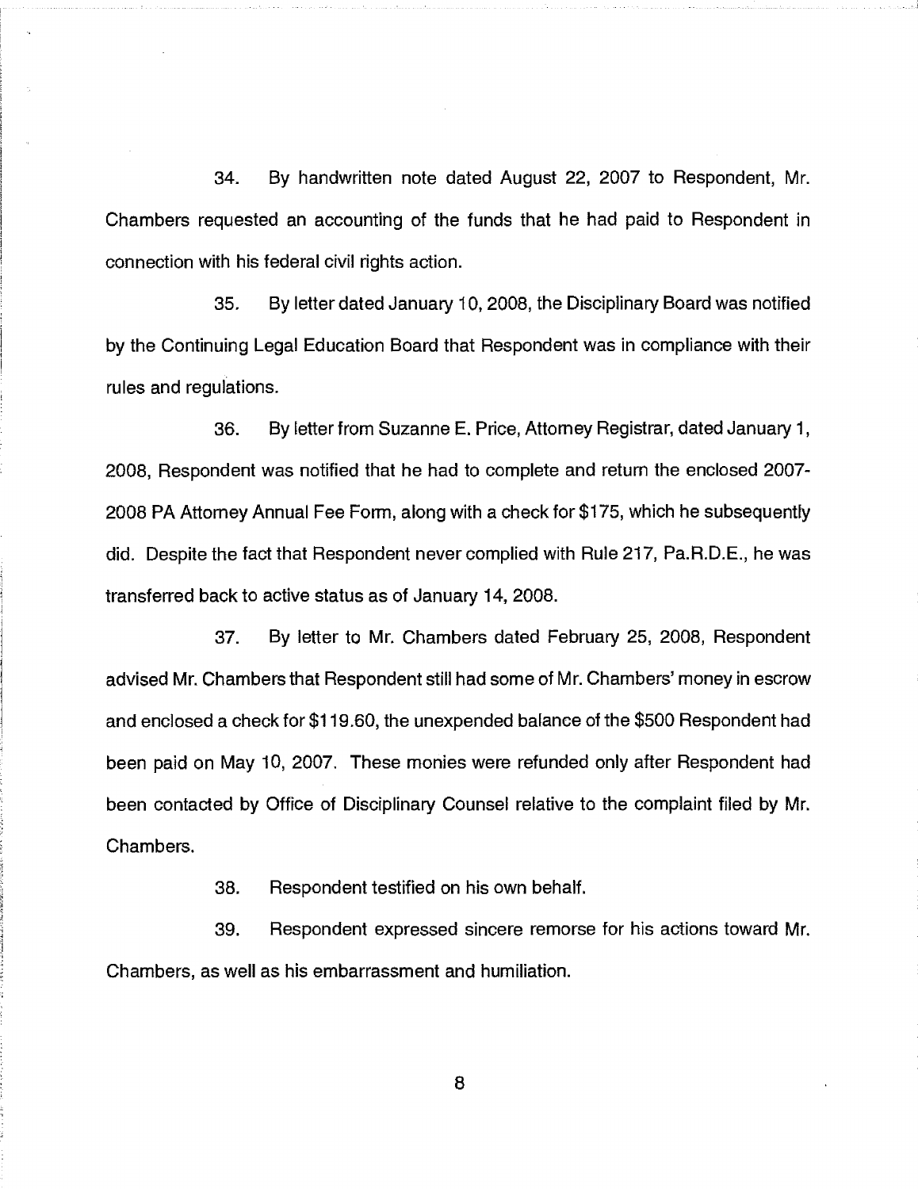34. By handwritten note dated August 22, 2007 to Respondent, Mr. Chambers requested an accounting of the funds that he had paid to Respondent in connection with his federal civil rights action.

35. By letter dated January 10, 2008, the Disciplinary Board was notified by the Continuing Legal Education Board that Respondent was in compliance with their rules and regulations.

36. By letter from Suzanne E. Price, Attorney Registrar, dated January 1, 2008, Respondent was notified that he had to complete and return the enclosed 2007-2008 PA Attorney Annual Fee Form, along with a check for $175, which he subsequently did. Despite the fact that Respondent never complied with Rule 217, Pa.R.D.E., he was transferred back to active status as of January 14, 2008.

37. By letter to Mr. Chambers dated February 25, 2008, Respondent advised Mr. Chambers that Respondent still had some of Mr. Chambers' money in escrow and enclosed a check for $119.60, the unexpended balance of the $500 Respondent had been paid on May 10, 2007. These monies were refunded only after Respondent had been contacted by Office of Disciplinary Counsel relative to the complaint filed by Mr. Chambers.

38. Respondent testified on his own behalf.

39. Respondent expressed sincere remorse for his actions toward Mr. Chambers, as well as his embarrassment and humiliation.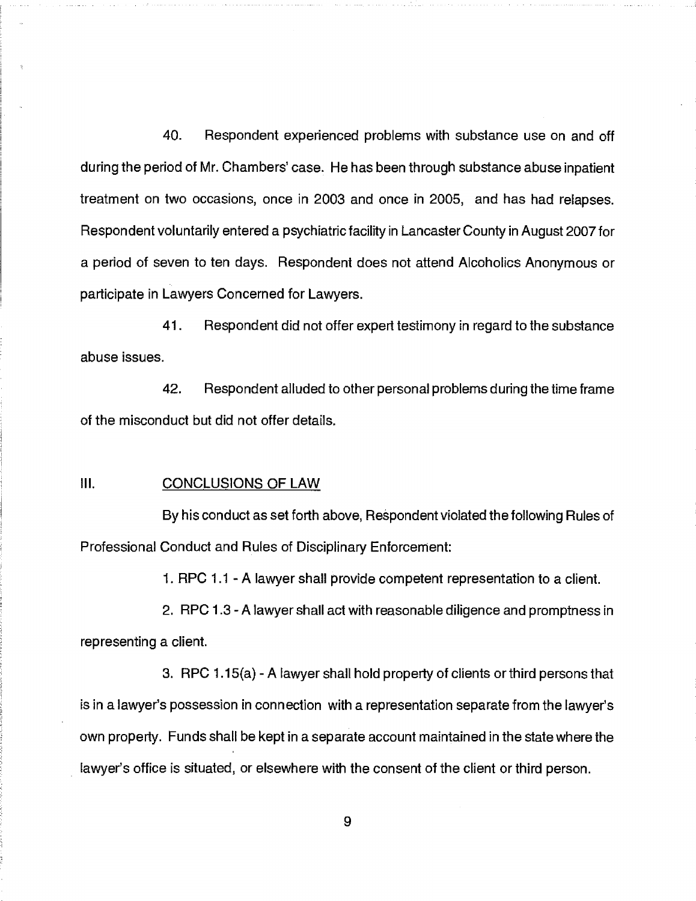40. Respondent experienced problems with substance use on and off during the period of Mr. Chambers' case. He has been through substance abuse inpatient treatment on two occasions, once in 2003 and once in 2005, and has had relapses. Respondent voluntarily entered a psychiatric facility in Lancaster County in August 2007 for a period of seven to ten days. Respondent does not attend Alcoholics Anonymous or participate in Lawyers Concerned for Lawyers.

41. Respondent did not offer expert testimony in regard to the substance abuse issues.

42. Respondent alluded to other personal problems during the time frame of the misconduct but did not offer details.

## III. CONCLUSIONS OF LAW

By his conduct as set forth above, Respondent violated the following Rules of Professional Conduct and Rules of Disciplinary Enforcement:

1. RPC 1.1 - A lawyer shall provide competent representation to a client.

2. RPC 1.3 - A lawyer shall act with reasonable diligence and promptness in representing a client.

3. RPC 1.15(a) - A lawyer shall hold property of clients or third persons that is in a lawyer's possession in connection with a representation separate from the lawyer's own property. Funds shall be kept in a separate account maintained in the state where the lawyer's office is situated, or elsewhere with the consent of the client or third person.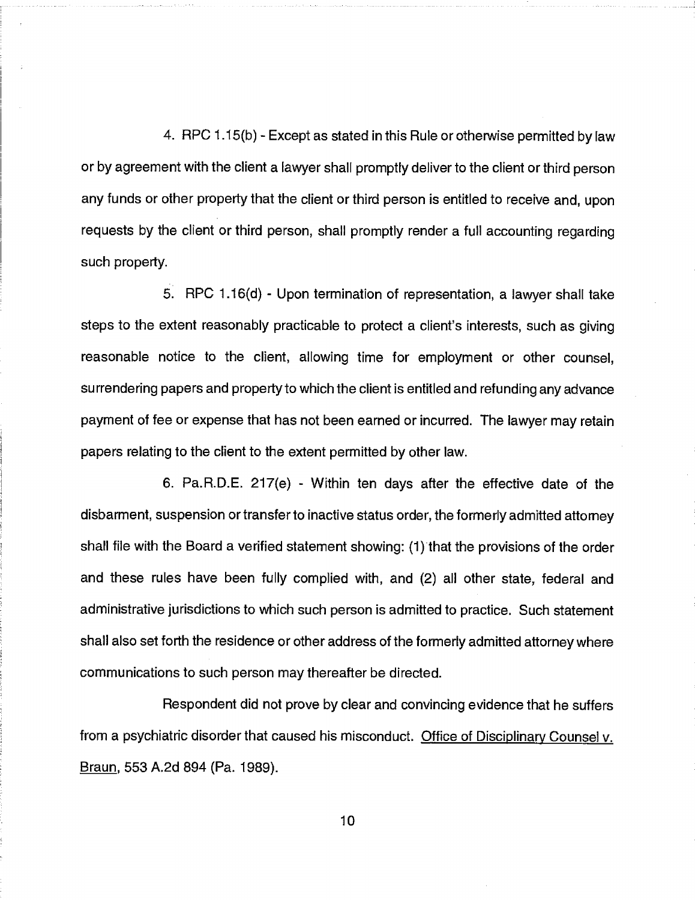4. RPC 1.15(b) - Except as stated in this Rule or otherwise permitted by law or by agreement with the client a lawyer shall promptly deliver to the client or third person any funds or other property that the client or third person is entitled to receive and, upon requests by the client or third person, shall promptly render a full accounting regarding such property.

5. RPC 1.16(d) - Upon termination of representation, a lawyer shall take steps to the extent reasonably practicable to protect a client's interests, such as giving reasonable notice to the client, allowing time for employment or other counsel, surrendering papers and property to which the client is entitled and refunding any advance payment of fee or expense that has not been earned or incurred. The lawyer may retain papers relating to the client to the extent permitted by other law.

6. Pa.R.D.E. 217(e) - Within ten days after the effective date of the disbarment, suspension or transfer to inactive status order, the formerly admitted attorney shall file with the Board a verified statement showing: (1) that the provisions of the order and these rules have been fully complied with, and (2) all other state, federal and administrative jurisdictions to which such person is admitted to practice. Such statement shall also set forth the residence or other address of the formerly admitted attorney where communications to such person may thereafter be directed.

Respondent did not prove by clear and convincing evidence that he suffers from a psychiatric disorder that caused his misconduct. Office of Disciplinary Counsel v. Braun, 553 A.2d 894 (Pa. 1989).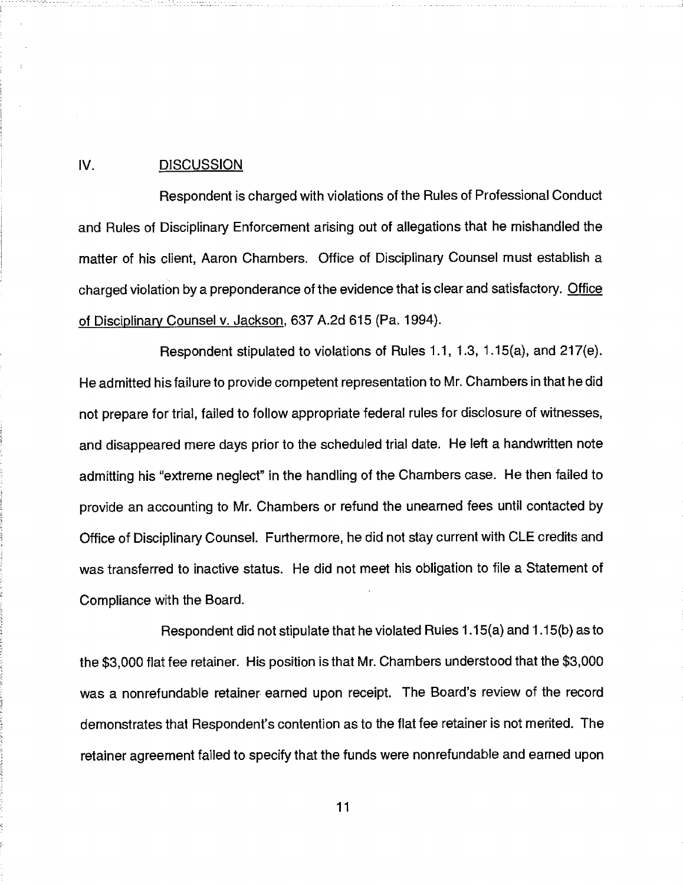## IV. DISCUSSION

Respondent is charged with violations of the Rules of Professional Conduct and Rules of Disciplinary Enforcement arising out of allegations that he mishandled the matter of his client, Aaron Chambers. Office of Disciplinary Counsel must establish a charged violation by a preponderance of the evidence that is clear and satisfactory. Office of Disciplinary Counsel v. Jackson, 637 A.2d 615 (Pa. 1994).

Respondent stipulated to violations of Rules 1.1, 1.3, 1.15(a), and 217(e). He admitted his failure to provide competent representation to Mr. Chambers in that he did not prepare for trial, failed to follow appropriate federal rules for disclosure of witnesses, and disappeared mere days prior to the scheduled trial date. He left a handwritten note admitting his "extreme neglect" in the handling of the Chambers case. He then failed to provide an accounting to Mr. Chambers or refund the unearned fees until contacted by Office of Disciplinary Counsel. Furthermore, he did not stay current with CLE credits and was transferred to inactive status. He did not meet his obligation to file a Statement of Compliance with the Board.

Respondent did not stipulate that he violated Rules 1.15(a) and 1.15(b) as to the $3,000 flat fee retainer. His position is that Mr. Chambers understood that the $3,000 was a nonrefundable retainer earned upon receipt. The Board's review of the record demonstrates that Respondent's contention as to the flat fee retainer is not merited. The retainer agreement failed to specify that the funds were nonrefundable and earned upon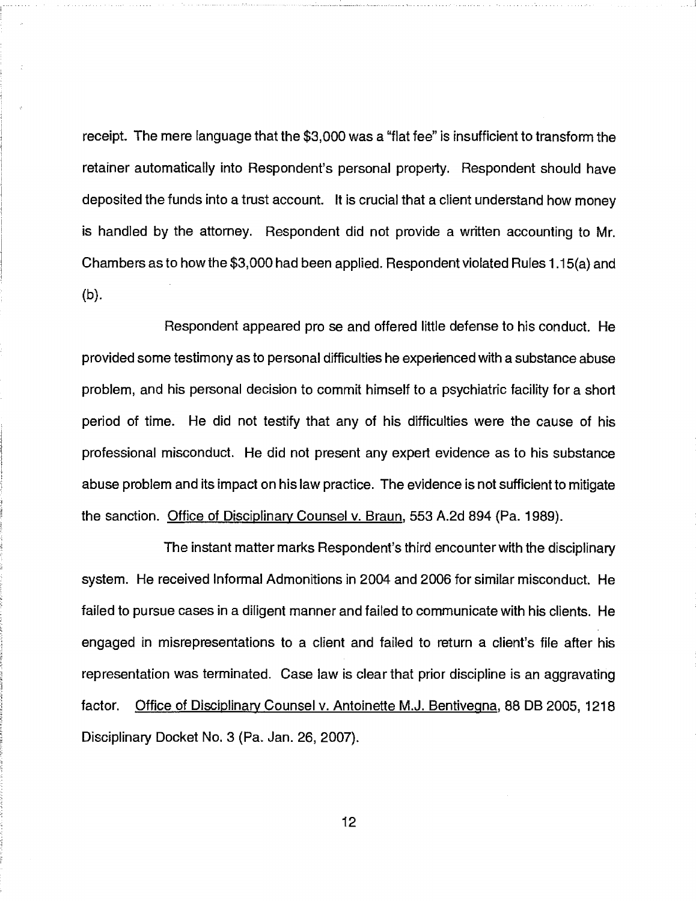receipt. The mere language that the $3,000 was a "flat fee" is insufficient to transform the retainer automatically into Respondent's personal property. Respondent should have deposited the funds into a trust account. It is crucial that a client understand how money is handled by the attorney. Respondent did not provide a written accounting to Mr. Chambers as to how the $3,000 had been applied. Respondent violated Rules 1.15(a) and (b).

Respondent appeared pro se and offered little defense to his conduct. He provided some testimony as to personal difficulties he experienced with a substance abuse problem, and his personal decision to commit himself to a psychiatric facility for a short period of time. He did not testify that any of his difficulties were the cause of his professional misconduct. He did not present any expert evidence as to his substance abuse problem and its impact on his law practice. The evidence is not sufficient to mitigate the sanction. Office of Disciplinary Counsel v. Braun, 553 A.2d 894 (Pa. 1989).

The instant matter marks Respondent's third encounter with the disciplinary system. He received Informal Admonitions in 2004 and 2006 for similar misconduct. He failed to pursue cases in a diligent manner and failed to communicate with his clients. He engaged in misrepresentations to a client and failed to return a client's file after his representation was terminated. Case law is clear that prior discipline is an aggravating factor. Office of Disciplinary Counsel v. Antoinette M.J. Bentivegna, 88 DB 2005, 1218 Disciplinary Docket No. 3 (Pa. Jan. 26, 2007).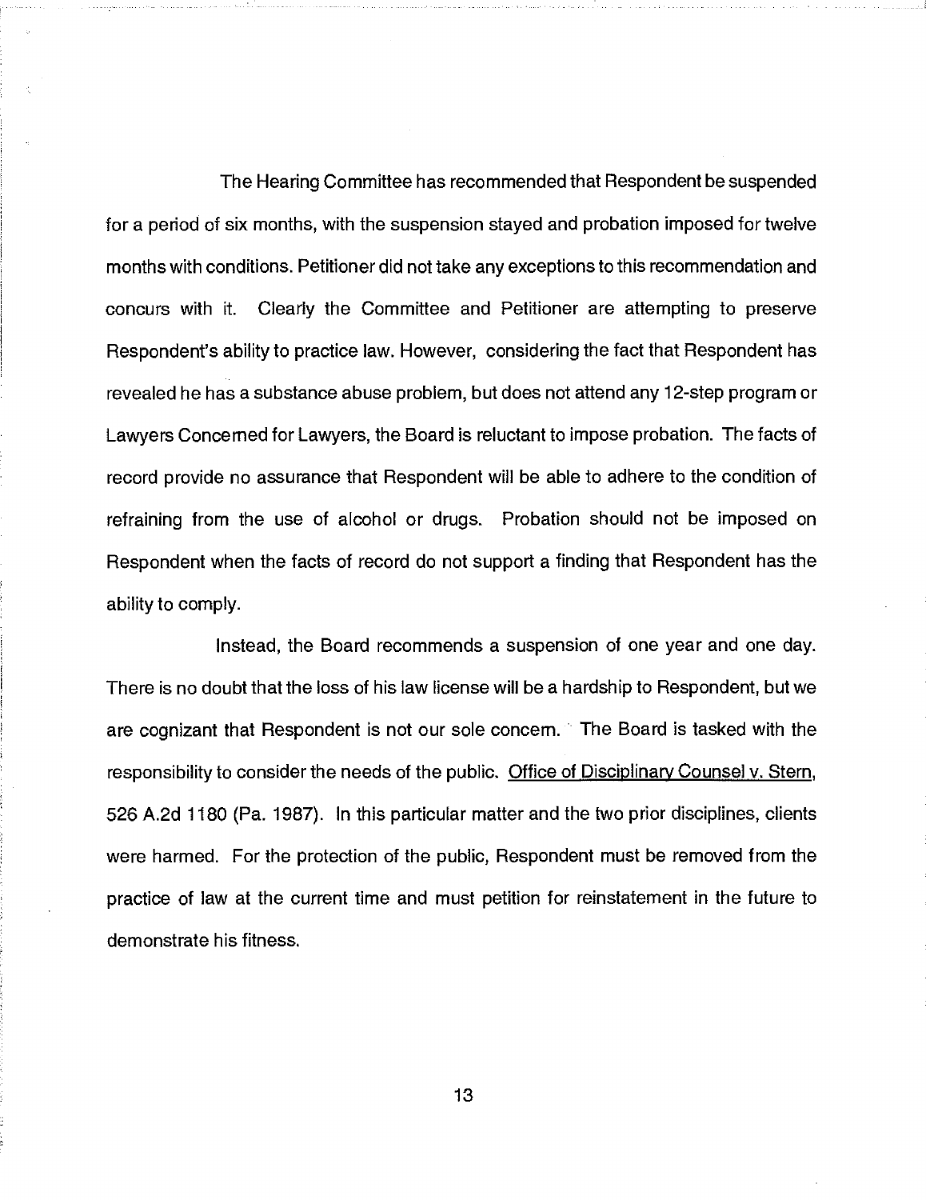The Hearing Committee has recommended that Respondent be suspended for a period of six months, with the suspension stayed and probation imposed for twelve months with conditions. Petitioner did not take any exceptions to this recommendation and concurs with it. Clearly the Committee and Petitioner are attempting to preserve Respondent's ability to practice law. However, considering the fact that Respondent has revealed he has a substance abuse problem, but does not attend any 12-step program or Lawyers Concerned for Lawyers, the Board is reluctant to impose probation. The facts of record provide no assurance that Respondent will be able to adhere to the condition of refraining from the use of alcohol or drugs. Probation should not be imposed on Respondent when the facts of record do not support a finding that Respondent has the ability to comply.

Instead, the Board recommends a suspension of one year and one day. There is no doubt that the loss of his law license will be a hardship to Respondent, but we are cognizant that Respondent is not our sole concern. The Board is tasked with the responsibility to consider the needs of the public. Office of Disciplinary Counsel v. Stern, 526 A.2d 1180 (Pa. 1987). In this particular matter and the two prior disciplines, clients were harmed. For the protection of the public, Respondent must be removed from the practice of law at the current time and must petition for reinstatement in the future to demonstrate his fitness.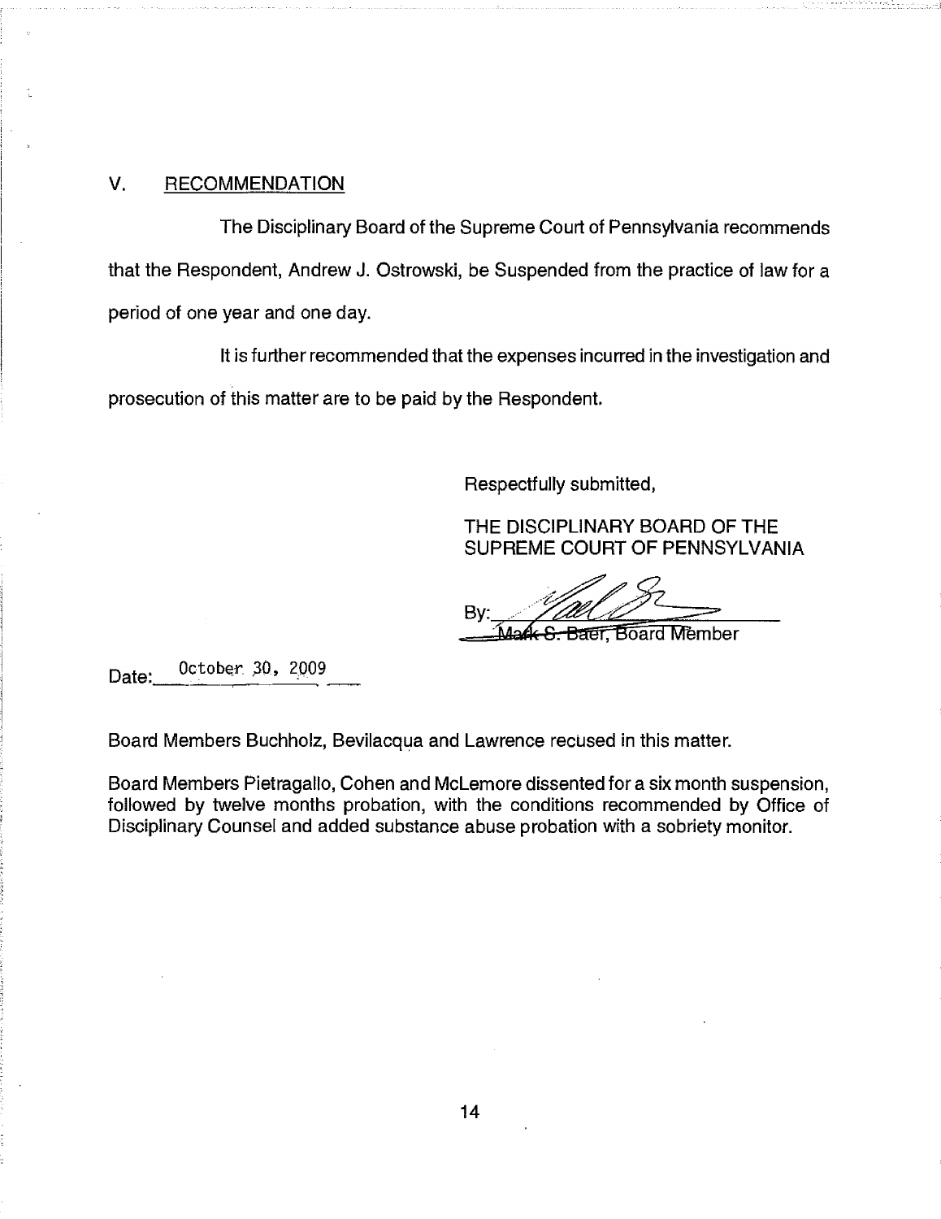## V. RECOMMENDATION

The Disciplinary Board of the Supreme Court of Pennsylvania recommends that the Respondent, Andrew J. Ostrowski, be Suspended from the practice of law for a period of one year and one day.

It is further recommended that the expenses incurred in the investigation and prosecution of this matter are to be paid by the Respondent.

Respectfully submitted,

THE DISCIPLINARY BOARD OF THE SUPREME COURT OF PENNSYLVANIA

By: ______________________
Mark S. Baer, Board Member

Date: October 30, 2009

Board Members Buchholz, Bevilacqua and Lawrence recused in this matter.

Board Members Pietragallo, Cohen and McLemore dissented for a six month suspension, followed by twelve months probation, with the conditions recommended by Office of Disciplinary Counsel and added substance abuse probation with a sobriety monitor.